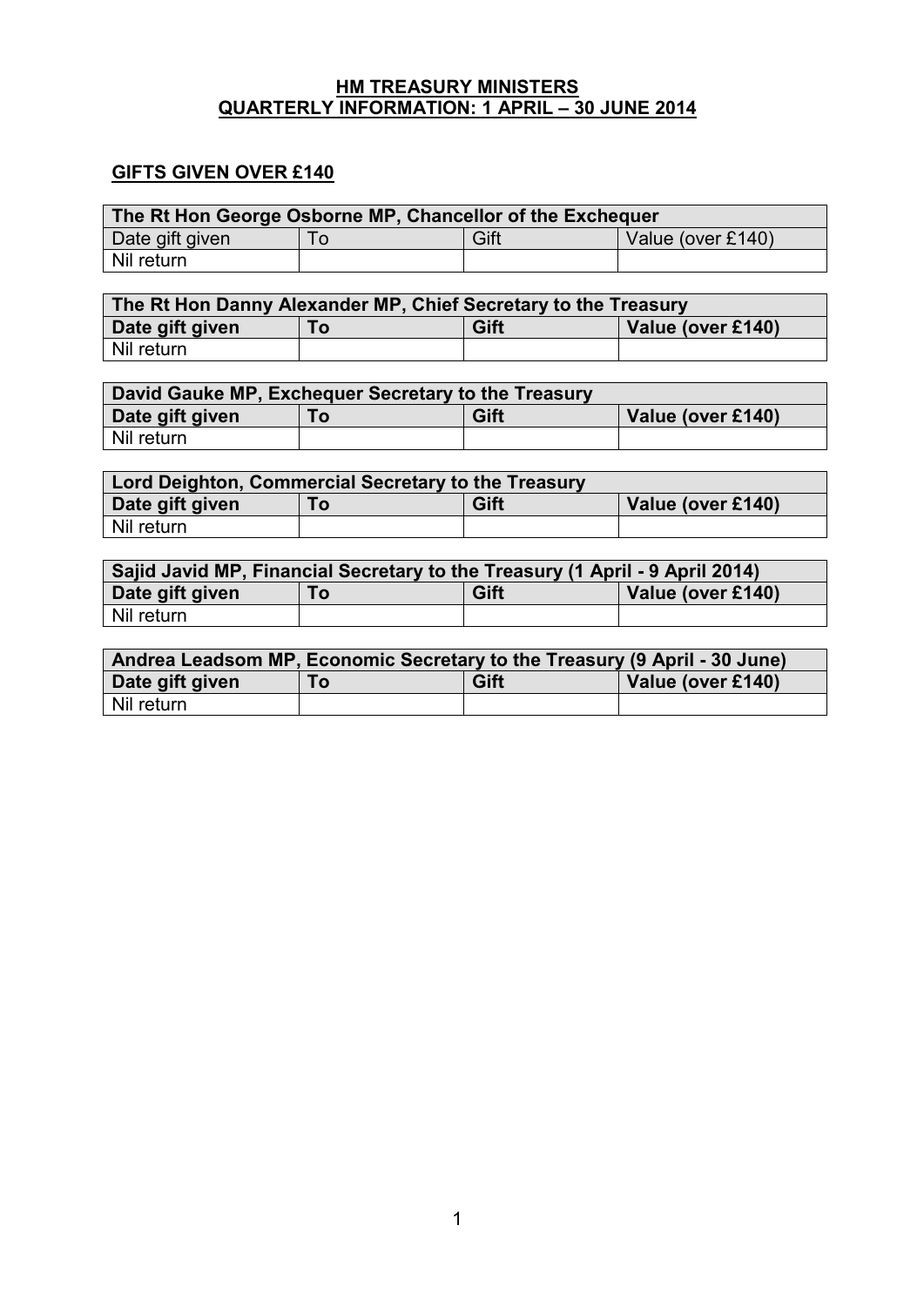# HM TREASURY MINISTERS
## QUARTERLY INFORMATION: 1 APRIL – 30 JUNE 2014

### GIFTS GIVEN OVER £140

| The Rt Hon George Osborne MP, Chancellor of the Exchequer | | | |
|---|---|---|---|
| Date gift given | To | Gift | Value (over £140) |
| Nil return | | | |

| The Rt Hon Danny Alexander MP, Chief Secretary to the Treasury | | | |
|---|---|---|---|
| **Date gift given** | **To** | **Gift** | **Value (over £140)** |
| Nil return | | | |

| David Gauke MP, Exchequer Secretary to the Treasury | | | |
|---|---|---|---|
| **Date gift given** | **To** | **Gift** | **Value (over £140)** |
| Nil return | | | |

| Lord Deighton, Commercial Secretary to the Treasury | | | |
|---|---|---|---|
| **Date gift given** | **To** | **Gift** | **Value (over £140)** |
| Nil return | | | |

| Sajid Javid MP, Financial Secretary to the Treasury (1 April - 9 April 2014) | | | |
|---|---|---|---|
| **Date gift given** | **To** | **Gift** | **Value (over £140)** |
| Nil return | | | |

| Andrea Leadsom MP, Economic Secretary to the Treasury (9 April - 30 June) | | | |
|---|---|---|---|
| **Date gift given** | **To** | **Gift** | **Value (over £140)** |
| Nil return | | | |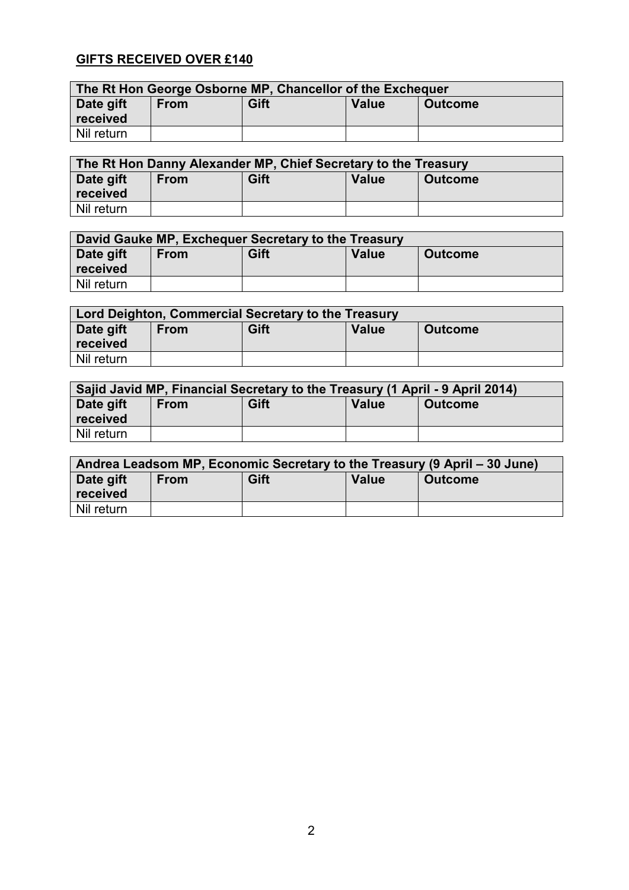**GIFTS RECEIVED OVER £140**

| The Rt Hon George Osborne MP, Chancellor of the Exchequer | | | | |
|---|---|---|---|---|
| **Date gift received** | **From** | **Gift** | **Value** | **Outcome** |
| Nil return | | | | |

| The Rt Hon Danny Alexander MP, Chief Secretary to the Treasury | | | | |
|---|---|---|---|---|
| **Date gift received** | **From** | **Gift** | **Value** | **Outcome** |
| Nil return | | | | |

| David Gauke MP, Exchequer Secretary to the Treasury | | | | |
|---|---|---|---|---|
| **Date gift received** | **From** | **Gift** | **Value** | **Outcome** |
| Nil return | | | | |

| Lord Deighton, Commercial Secretary to the Treasury | | | | |
|---|---|---|---|---|
| **Date gift received** | **From** | **Gift** | **Value** | **Outcome** |
| Nil return | | | | |

| Sajid Javid MP, Financial Secretary to the Treasury (1 April - 9 April 2014) | | | | |
|---|---|---|---|---|
| **Date gift received** | **From** | **Gift** | **Value** | **Outcome** |
| Nil return | | | | |

| Andrea Leadsom MP, Economic Secretary to the Treasury (9 April – 30 June) | | | | |
|---|---|---|---|---|
| **Date gift received** | **From** | **Gift** | **Value** | **Outcome** |
| Nil return | | | | |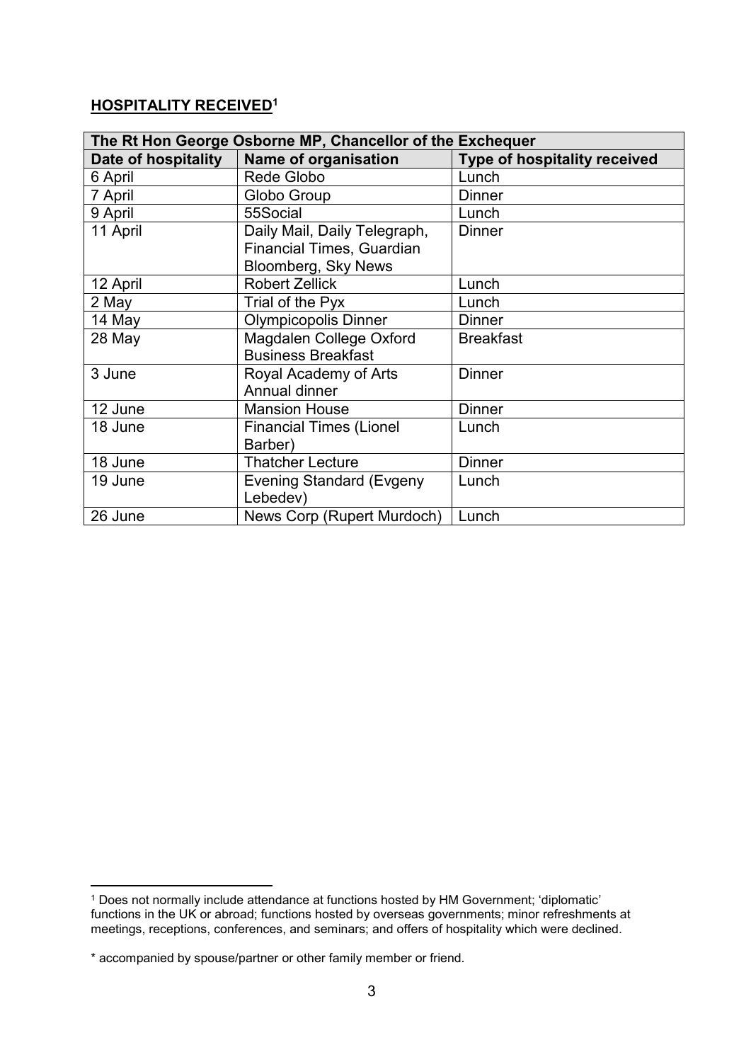## **HOSPITALITY RECEIVED[1]**

| The Rt Hon George Osborne MP, Chancellor of the Exchequer | | |
|---|---|---|
| **Date of hospitality** | **Name of organisation** | **Type of hospitality received** |
| 6 April | Rede Globo | Lunch |
| 7 April | Globo Group | Dinner |
| 9 April | 55Social | Lunch |
| 11 April | Daily Mail, Daily Telegraph, Financial Times, Guardian Bloomberg, Sky News | Dinner |
| 12 April | Robert Zellick | Lunch |
| 2 May | Trial of the Pyx | Lunch |
| 14 May | Olympicopolis Dinner | Dinner |
| 28 May | Magdalen College Oxford Business Breakfast | Breakfast |
| 3 June | Royal Academy of Arts Annual dinner | Dinner |
| 12 June | Mansion House | Dinner |
| 18 June | Financial Times (Lionel Barber) | Lunch |
| 18 June | Thatcher Lecture | Dinner |
| 19 June | Evening Standard (Evgeny Lebedev) | Lunch |
| 26 June | News Corp (Rupert Murdoch) | Lunch |

[1] Does not normally include attendance at functions hosted by HM Government; 'diplomatic' functions in the UK or abroad; functions hosted by overseas governments; minor refreshments at meetings, receptions, conferences, and seminars; and offers of hospitality which were declined.

* accompanied by spouse/partner or other family member or friend.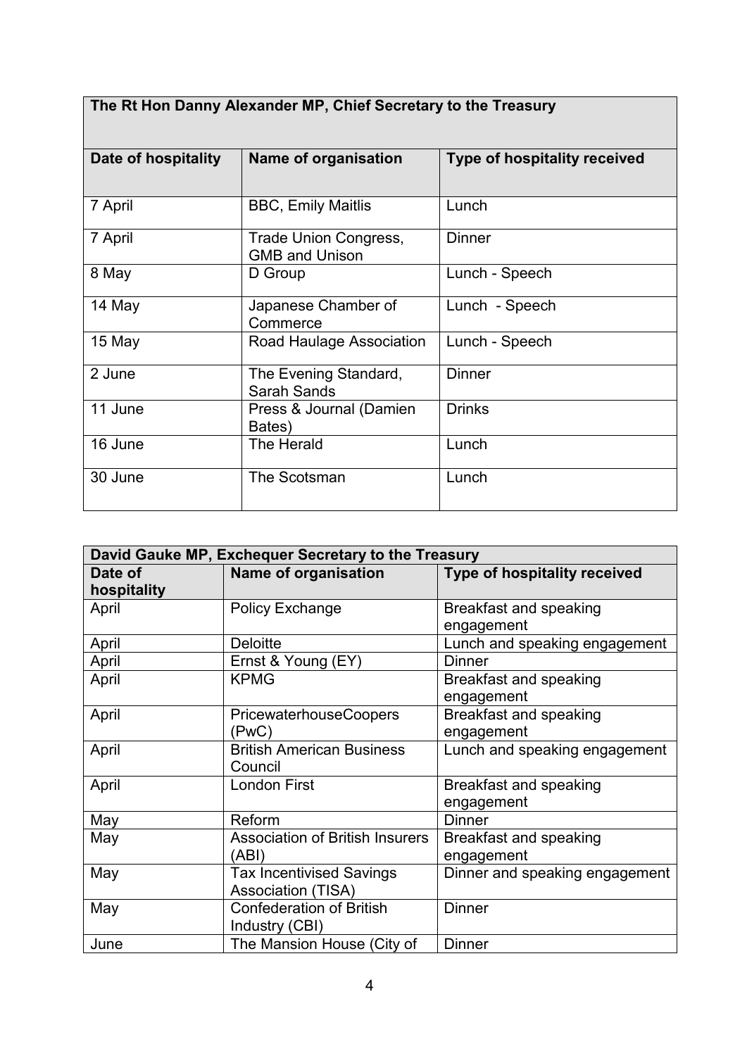| The Rt Hon Danny Alexander MP, Chief Secretary to the Treasury | | |
|---|---|---|
| **Date of hospitality** | **Name of organisation** | **Type of hospitality received** |
| 7 April | BBC, Emily Maitlis | Lunch |
| 7 April | Trade Union Congress, GMB and Unison | Dinner |
| 8 May | D Group | Lunch - Speech |
| 14 May | Japanese Chamber of Commerce | Lunch - Speech |
| 15 May | Road Haulage Association | Lunch - Speech |
| 2 June | The Evening Standard, Sarah Sands | Dinner |
| 11 June | Press & Journal (Damien Bates) | Drinks |
| 16 June | The Herald | Lunch |
| 30 June | The Scotsman | Lunch |

| David Gauke MP, Exchequer Secretary to the Treasury | | |
|---|---|---|
| **Date of hospitality** | **Name of organisation** | **Type of hospitality received** |
| April | Policy Exchange | Breakfast and speaking engagement |
| April | Deloitte | Lunch and speaking engagement |
| April | Ernst & Young (EY) | Dinner |
| April | KPMG | Breakfast and speaking engagement |
| April | PricewaterhouseCoopers (PwC) | Breakfast and speaking engagement |
| April | British American Business Council | Lunch and speaking engagement |
| April | London First | Breakfast and speaking engagement |
| May | Reform | Dinner |
| May | Association of British Insurers (ABI) | Breakfast and speaking engagement |
| May | Tax Incentivised Savings Association (TISA) | Dinner and speaking engagement |
| May | Confederation of British Industry (CBI) | Dinner |
| June | The Mansion House (City of | Dinner |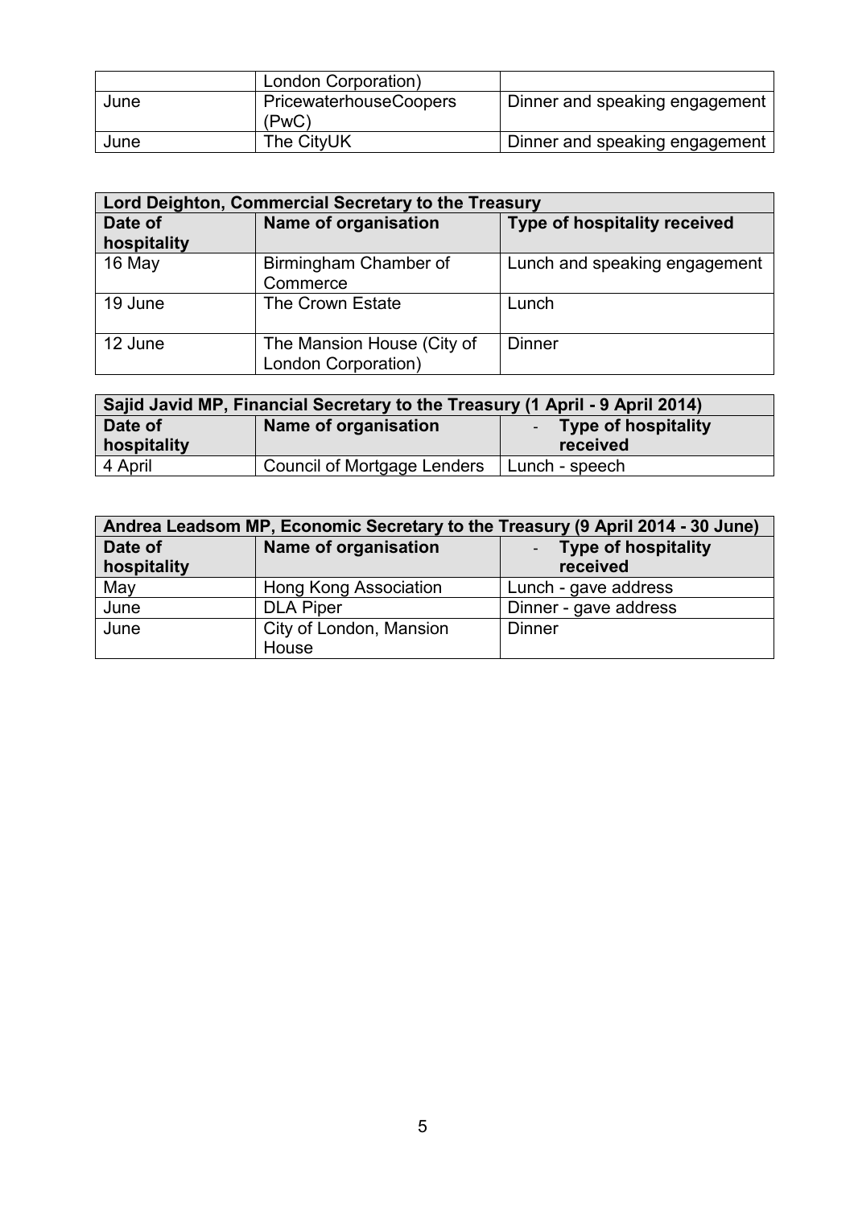| | London Corporation) | |
|---|---|---|
| June | PricewaterhouseCoopers (PwC) | Dinner and speaking engagement |
| June | The CityUK | Dinner and speaking engagement |

| Lord Deighton, Commercial Secretary to the Treasury | | |
|---|---|---|
| **Date of hospitality** | **Name of organisation** | **Type of hospitality received** |
| 16 May | Birmingham Chamber of Commerce | Lunch and speaking engagement |
| 19 June | The Crown Estate | Lunch |
| 12 June | The Mansion House (City of London Corporation) | Dinner |

| Sajid Javid MP, Financial Secretary to the Treasury (1 April - 9 April 2014) | | |
|---|---|---|
| **Date of hospitality** | **Name of organisation** | - **Type of hospitality received** |
| 4 April | Council of Mortgage Lenders | Lunch - speech |

| Andrea Leadsom MP, Economic Secretary to the Treasury (9 April 2014 - 30 June) | | |
|---|---|---|
| **Date of hospitality** | **Name of organisation** | - **Type of hospitality received** |
| May | Hong Kong Association | Lunch - gave address |
| June | DLA Piper | Dinner - gave address |
| June | City of London, Mansion House | Dinner |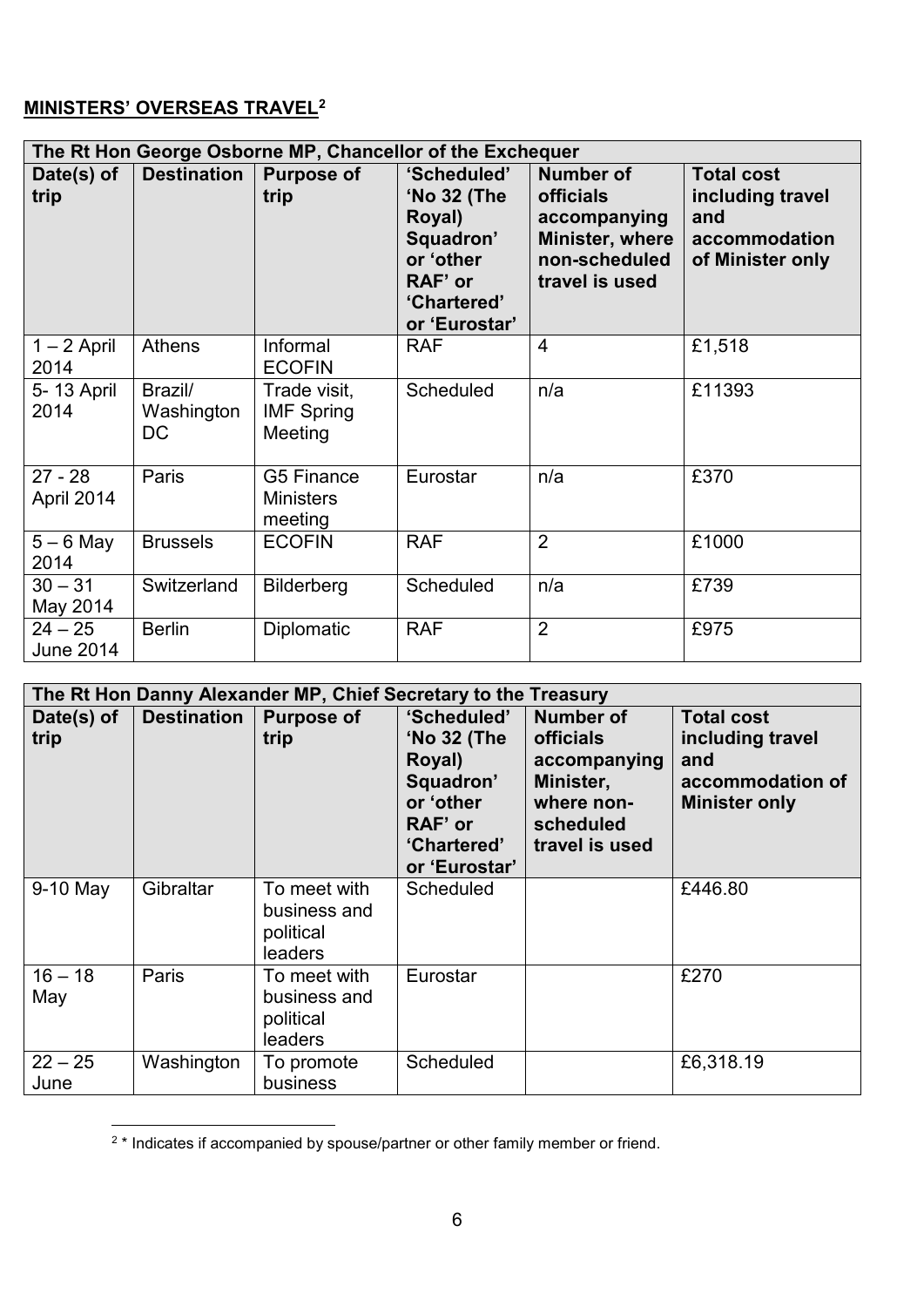## **MINISTERS' OVERSEAS TRAVEL**[2]

| The Rt Hon George Osborne MP, Chancellor of the Exchequer | | | | | |
|---|---|---|---|---|---|
| **Date(s) of trip** | **Destination** | **Purpose of trip** | **'Scheduled' 'No 32 (The Royal) Squadron' or 'other RAF' or 'Chartered' or 'Eurostar'** | **Number of officials accompanying Minister, where non-scheduled travel is used** | **Total cost including travel and accommodation of Minister only** |
| 1 – 2 April 2014 | Athens | Informal ECOFIN | RAF | 4 | £1,518 |
| 5- 13 April 2014 | Brazil/ Washington DC | Trade visit, IMF Spring Meeting | Scheduled | n/a | £11393 |
| 27 - 28 April 2014 | Paris | G5 Finance Ministers meeting | Eurostar | n/a | £370 |
| 5 – 6 May 2014 | Brussels | ECOFIN | RAF | 2 | £1000 |
| 30 – 31 May 2014 | Switzerland | Bilderberg | Scheduled | n/a | £739 |
| 24 – 25 June 2014 | Berlin | Diplomatic | RAF | 2 | £975 |

| The Rt Hon Danny Alexander MP, Chief Secretary to the Treasury | | | | | |
|---|---|---|---|---|---|
| **Date(s) of trip** | **Destination** | **Purpose of trip** | **'Scheduled' 'No 32 (The Royal) Squadron' or 'other RAF' or 'Chartered' or 'Eurostar'** | **Number of officials accompanying Minister, where non-scheduled travel is used** | **Total cost including travel and accommodation of Minister only** |
| 9-10 May | Gibraltar | To meet with business and political leaders | Scheduled | | £446.80 |
| 16 – 18 May | Paris | To meet with business and political leaders | Eurostar | | £270 |
| 22 – 25 June | Washington | To promote business | Scheduled | | £6,318.19 |

[2] * Indicates if accompanied by spouse/partner or other family member or friend.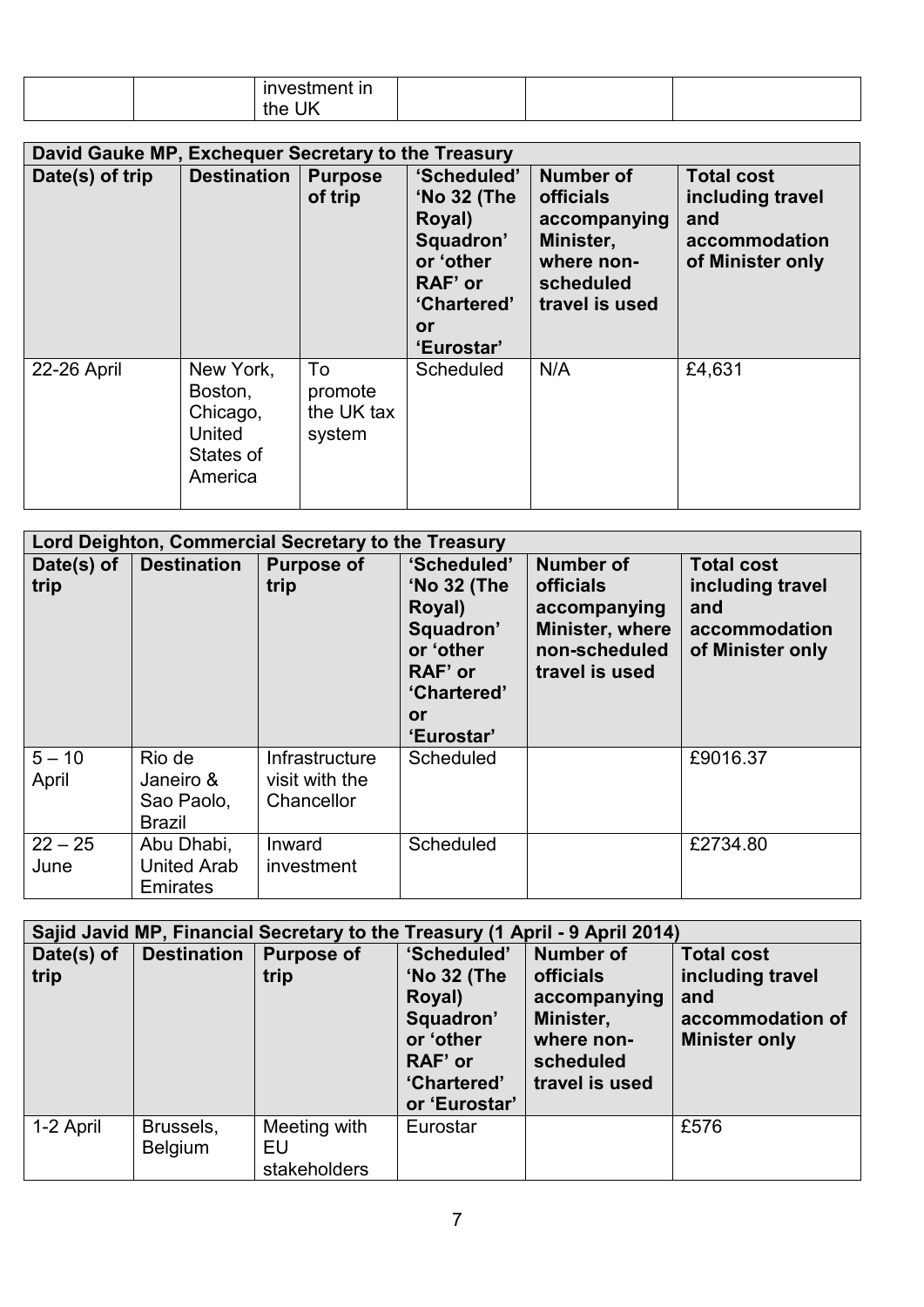| | | investment in the UK | | | |
|---|---|---|---|---|---|

| David Gauke MP, Exchequer Secretary to the Treasury | | | | | |
|---|---|---|---|---|---|
| Date(s) of trip | Destination | Purpose of trip | 'Scheduled' 'No 32 (The Royal) Squadron' or 'other RAF' or 'Chartered' or 'Eurostar' | Number of officials accompanying Minister, where non-scheduled travel is used | Total cost including travel and accommodation of Minister only |
| 22-26 April | New York, Boston, Chicago, United States of America | To promote the UK tax system | Scheduled | N/A | £4,631 |

| Lord Deighton, Commercial Secretary to the Treasury | | | | | |
|---|---|---|---|---|---|
| Date(s) of trip | Destination | Purpose of trip | 'Scheduled' 'No 32 (The Royal) Squadron' or 'other RAF' or 'Chartered' or 'Eurostar' | Number of officials accompanying Minister, where non-scheduled travel is used | Total cost including travel and accommodation of Minister only |
| 5 – 10 April | Rio de Janeiro & Sao Paolo, Brazil | Infrastructure visit with the Chancellor | Scheduled | | £9016.37 |
| 22 – 25 June | Abu Dhabi, United Arab Emirates | Inward investment | Scheduled | | £2734.80 |

| Sajid Javid MP, Financial Secretary to the Treasury (1 April - 9 April 2014) | | | | | |
|---|---|---|---|---|---|
| Date(s) of trip | Destination | Purpose of trip | 'Scheduled' 'No 32 (The Royal) Squadron' or 'other RAF' or 'Chartered' or 'Eurostar' | Number of officials accompanying Minister, where non-scheduled travel is used | Total cost including travel and accommodation of Minister only |
| 1-2 April | Brussels, Belgium | Meeting with EU stakeholders | Eurostar | | £576 |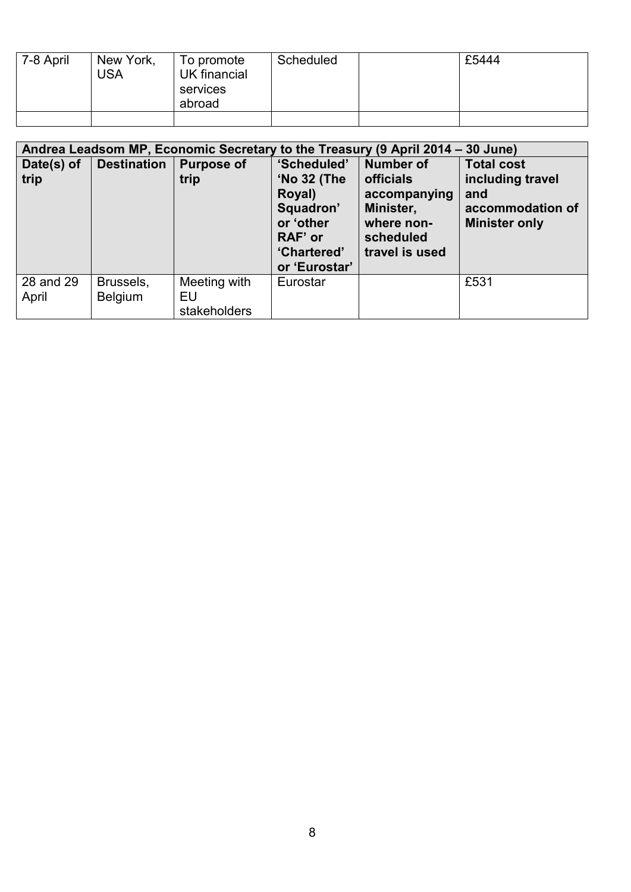| | | | | | |
|---|---|---|---|---|---|
| 7-8 April | New York, USA | To promote UK financial services abroad | Scheduled | | £5444 |
| | | | | | |

| Andrea Leadsom MP, Economic Secretary to the Treasury (9 April 2014 – 30 June) | | | | | |
|---|---|---|---|---|---|
| **Date(s) of trip** | **Destination** | **Purpose of trip** | **'Scheduled' 'No 32 (The Royal) Squadron' or 'other RAF' or 'Chartered' or 'Eurostar'** | **Number of officials accompanying Minister, where non-scheduled travel is used** | **Total cost including travel and accommodation of Minister only** |
| 28 and 29 April | Brussels, Belgium | Meeting with EU stakeholders | Eurostar | | £531 |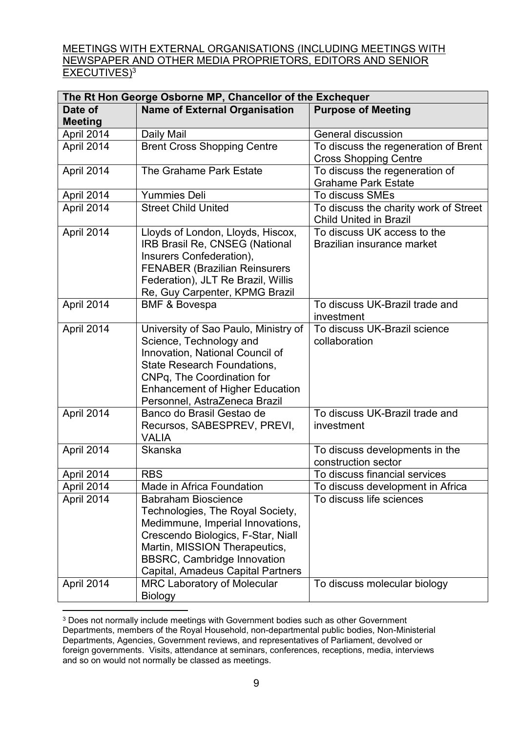MEETINGS WITH EXTERNAL ORGANISATIONS (INCLUDING MEETINGS WITH NEWSPAPER AND OTHER MEDIA PROPRIETORS, EDITORS AND SENIOR EXECUTIVES)[3]

| The Rt Hon George Osborne MP, Chancellor of the Exchequer | | |
|---|---|---|
| **Date of Meeting** | **Name of External Organisation** | **Purpose of Meeting** |
| April 2014 | Daily Mail | General discussion |
| April 2014 | Brent Cross Shopping Centre | To discuss the regeneration of Brent Cross Shopping Centre |
| April 2014 | The Grahame Park Estate | To discuss the regeneration of Grahame Park Estate |
| April 2014 | Yummies Deli | To discuss SMEs |
| April 2014 | Street Child United | To discuss the charity work of Street Child United in Brazil |
| April 2014 | Lloyds of London, Lloyds, Hiscox, IRB Brasil Re, CNSEG (National Insurers Confederation), FENABER (Brazilian Reinsurers Federation), JLT Re Brazil, Willis Re, Guy Carpenter, KPMG Brazil | To discuss UK access to the Brazilian insurance market |
| April 2014 | BMF & Bovespa | To discuss UK-Brazil trade and investment |
| April 2014 | University of Sao Paulo, Ministry of Science, Technology and Innovation, National Council of State Research Foundations, CNPq, The Coordination for Enhancement of Higher Education Personnel, AstraZeneca Brazil | To discuss UK-Brazil science collaboration |
| April 2014 | Banco do Brasil Gestao de Recursos, SABESPREV, PREVI, VALIA | To discuss UK-Brazil trade and investment |
| April 2014 | Skanska | To discuss developments in the construction sector |
| April 2014 | RBS | To discuss financial services |
| April 2014 | Made in Africa Foundation | To discuss development in Africa |
| April 2014 | Babraham Bioscience Technologies, The Royal Society, Medimmune, Imperial Innovations, Crescendo Biologics, F-Star, Niall Martin, MISSION Therapeutics, BBSRC, Cambridge Innovation Capital, Amadeus Capital Partners | To discuss life sciences |
| April 2014 | MRC Laboratory of Molecular Biology | To discuss molecular biology |

[3] Does not normally include meetings with Government bodies such as other Government Departments, members of the Royal Household, non-departmental public bodies, Non-Ministerial Departments, Agencies, Government reviews, and representatives of Parliament, devolved or foreign governments. Visits, attendance at seminars, conferences, receptions, media, interviews and so on would not normally be classed as meetings.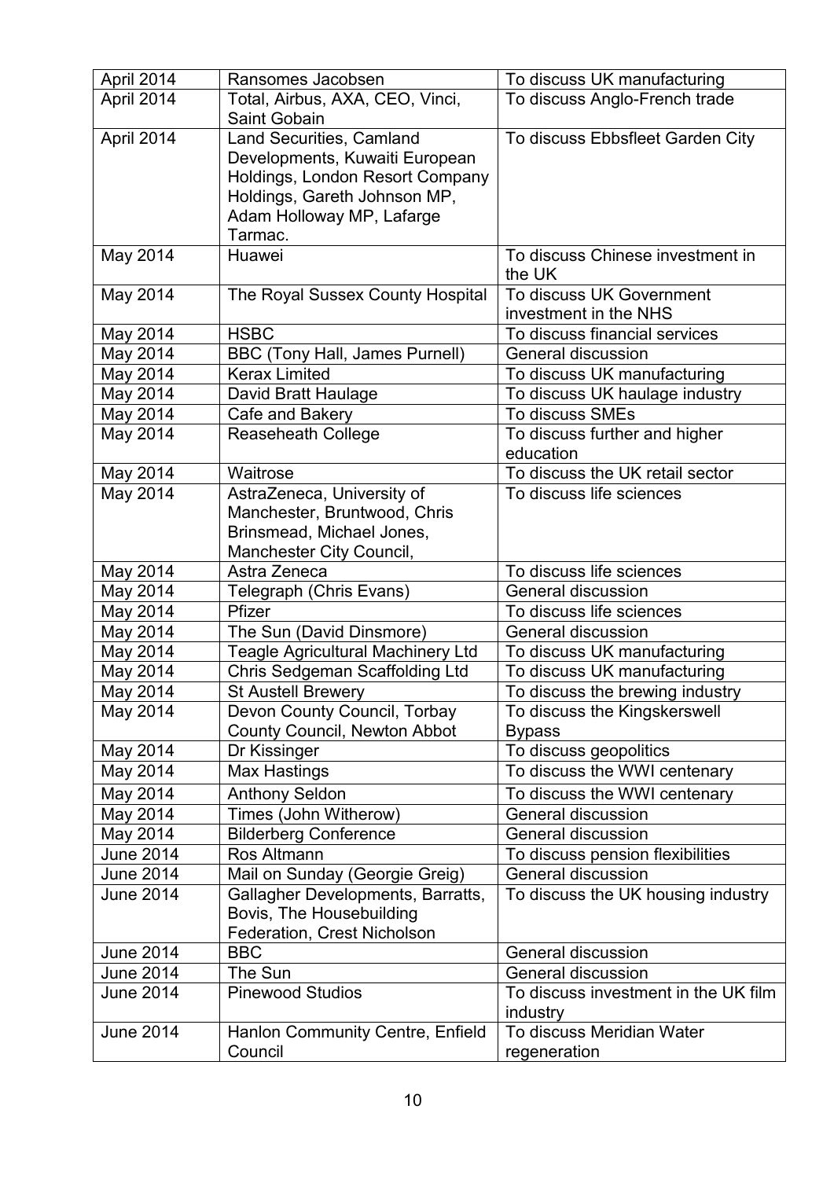| April 2014 | Ransomes Jacobsen | To discuss UK manufacturing |
|---|---|---|
| April 2014 | Total, Airbus, AXA, CEO, Vinci, Saint Gobain | To discuss Anglo-French trade |
| April 2014 | Land Securities, Camland Developments, Kuwaiti European Holdings, London Resort Company Holdings, Gareth Johnson MP, Adam Holloway MP, Lafarge Tarmac. | To discuss Ebbsfleet Garden City |
| May 2014 | Huawei | To discuss Chinese investment in the UK |
| May 2014 | The Royal Sussex County Hospital | To discuss UK Government investment in the NHS |
| May 2014 | HSBC | To discuss financial services |
| May 2014 | BBC (Tony Hall, James Purnell) | General discussion |
| May 2014 | Kerax Limited | To discuss UK manufacturing |
| May 2014 | David Bratt Haulage | To discuss UK haulage industry |
| May 2014 | Cafe and Bakery | To discuss SMEs |
| May 2014 | Reaseheath College | To discuss further and higher education |
| May 2014 | Waitrose | To discuss the UK retail sector |
| May 2014 | AstraZeneca, University of Manchester, Bruntwood, Chris Brinsmead, Michael Jones, Manchester City Council, | To discuss life sciences |
| May 2014 | Astra Zeneca | To discuss life sciences |
| May 2014 | Telegraph (Chris Evans) | General discussion |
| May 2014 | Pfizer | To discuss life sciences |
| May 2014 | The Sun (David Dinsmore) | General discussion |
| May 2014 | Teagle Agricultural Machinery Ltd | To discuss UK manufacturing |
| May 2014 | Chris Sedgeman Scaffolding Ltd | To discuss UK manufacturing |
| May 2014 | St Austell Brewery | To discuss the brewing industry |
| May 2014 | Devon County Council, Torbay County Council, Newton Abbot | To discuss the Kingskerswell Bypass |
| May 2014 | Dr Kissinger | To discuss geopolitics |
| May 2014 | Max Hastings | To discuss the WWI centenary |
| May 2014 | Anthony Seldon | To discuss the WWI centenary |
| May 2014 | Times (John Witherow) | General discussion |
| May 2014 | Bilderberg Conference | General discussion |
| June 2014 | Ros Altmann | To discuss pension flexibilities |
| June 2014 | Mail on Sunday (Georgie Greig) | General discussion |
| June 2014 | Gallagher Developments, Barratts, Bovis, The Housebuilding Federation, Crest Nicholson | To discuss the UK housing industry |
| June 2014 | BBC | General discussion |
| June 2014 | The Sun | General discussion |
| June 2014 | Pinewood Studios | To discuss investment in the UK film industry |
| June 2014 | Hanlon Community Centre, Enfield Council | To discuss Meridian Water regeneration |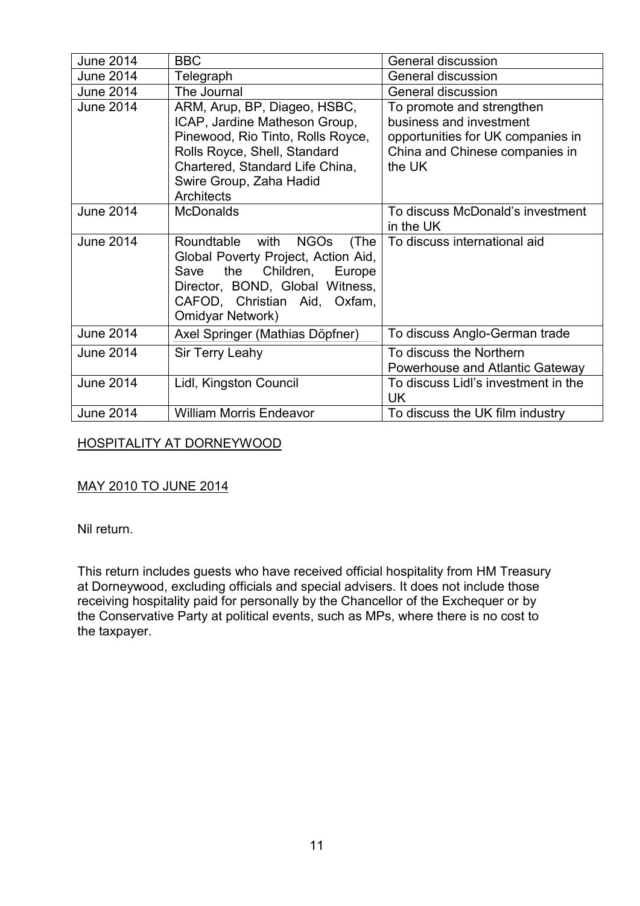| June 2014 | BBC | General discussion |
|---|---|---|
| June 2014 | Telegraph | General discussion |
| June 2014 | The Journal | General discussion |
| June 2014 | ARM, Arup, BP, Diageo, HSBC, ICAP, Jardine Matheson Group, Pinewood, Rio Tinto, Rolls Royce, Rolls Royce, Shell, Standard Chartered, Standard Life China, Swire Group, Zaha Hadid Architects | To promote and strengthen business and investment opportunities for UK companies in China and Chinese companies in the UK |
| June 2014 | McDonalds | To discuss McDonald's investment in the UK |
| June 2014 | Roundtable with NGOs (The Global Poverty Project, Action Aid, Save the Children, Europe Director, BOND, Global Witness, CAFOD, Christian Aid, Oxfam, Omidyar Network) | To discuss international aid |
| June 2014 | Axel Springer (Mathias Döpfner) | To discuss Anglo-German trade |
| June 2014 | Sir Terry Leahy | To discuss the Northern Powerhouse and Atlantic Gateway |
| June 2014 | Lidl, Kingston Council | To discuss Lidl's investment in the UK |
| June 2014 | William Morris Endeavor | To discuss the UK film industry |

## HOSPITALITY AT DORNEYWOOD

## MAY 2010 TO JUNE 2014

Nil return.

This return includes guests who have received official hospitality from HM Treasury at Dorneywood, excluding officials and special advisers. It does not include those receiving hospitality paid for personally by the Chancellor of the Exchequer or by the Conservative Party at political events, such as MPs, where there is no cost to the taxpayer.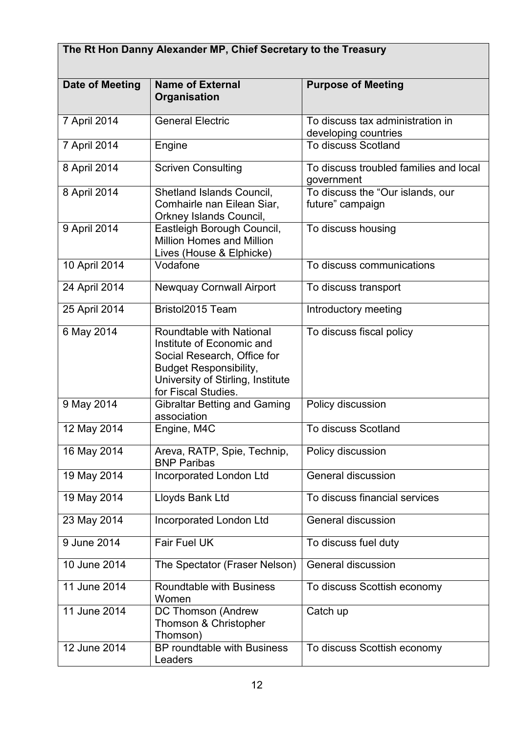| The Rt Hon Danny Alexander MP, Chief Secretary to the Treasury | | |
|---|---|---|
| **Date of Meeting** | **Name of External Organisation** | **Purpose of Meeting** |
| 7 April 2014 | General Electric | To discuss tax administration in developing countries |
| 7 April 2014 | Engine | To discuss Scotland |
| 8 April 2014 | Scriven Consulting | To discuss troubled families and local government |
| 8 April 2014 | Shetland Islands Council, Comhairle nan Eilean Siar, Orkney Islands Council, | To discuss the “Our islands, our future” campaign |
| 9 April 2014 | Eastleigh Borough Council, Million Homes and Million Lives (House & Elphicke) | To discuss housing |
| 10 April 2014 | Vodafone | To discuss communications |
| 24 April 2014 | Newquay Cornwall Airport | To discuss transport |
| 25 April 2014 | Bristol2015 Team | Introductory meeting |
| 6 May 2014 | Roundtable with National Institute of Economic and Social Research, Office for Budget Responsibility, University of Stirling, Institute for Fiscal Studies. | To discuss fiscal policy |
| 9 May 2014 | Gibraltar Betting and Gaming association | Policy discussion |
| 12 May 2014 | Engine, M4C | To discuss Scotland |
| 16 May 2014 | Areva, RATP, Spie, Technip, BNP Paribas | Policy discussion |
| 19 May 2014 | Incorporated London Ltd | General discussion |
| 19 May 2014 | Lloyds Bank Ltd | To discuss financial services |
| 23 May 2014 | Incorporated London Ltd | General discussion |
| 9 June 2014 | Fair Fuel UK | To discuss fuel duty |
| 10 June 2014 | The Spectator (Fraser Nelson) | General discussion |
| 11 June 2014 | Roundtable with Business Women | To discuss Scottish economy |
| 11 June 2014 | DC Thomson (Andrew Thomson & Christopher Thomson) | Catch up |
| 12 June 2014 | BP roundtable with Business Leaders | To discuss Scottish economy |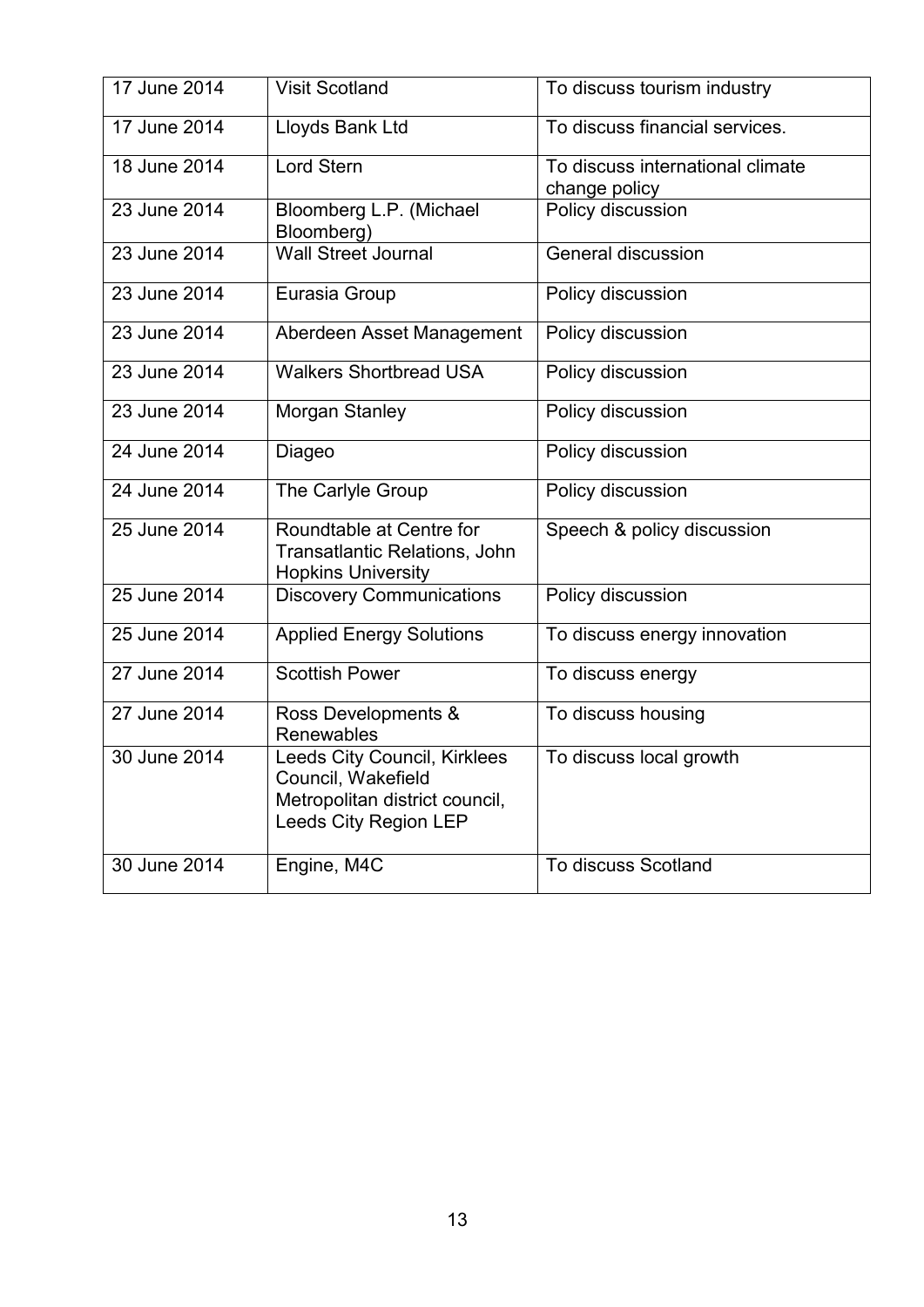| 17 June 2014 | Visit Scotland | To discuss tourism industry |
|---|---|---|
| 17 June 2014 | Lloyds Bank Ltd | To discuss financial services. |
| 18 June 2014 | Lord Stern | To discuss international climate change policy |
| 23 June 2014 | Bloomberg L.P. (Michael Bloomberg) | Policy discussion |
| 23 June 2014 | Wall Street Journal | General discussion |
| 23 June 2014 | Eurasia Group | Policy discussion |
| 23 June 2014 | Aberdeen Asset Management | Policy discussion |
| 23 June 2014 | Walkers Shortbread USA | Policy discussion |
| 23 June 2014 | Morgan Stanley | Policy discussion |
| 24 June 2014 | Diageo | Policy discussion |
| 24 June 2014 | The Carlyle Group | Policy discussion |
| 25 June 2014 | Roundtable at Centre for Transatlantic Relations, John Hopkins University | Speech & policy discussion |
| 25 June 2014 | Discovery Communications | Policy discussion |
| 25 June 2014 | Applied Energy Solutions | To discuss energy innovation |
| 27 June 2014 | Scottish Power | To discuss energy |
| 27 June 2014 | Ross Developments & Renewables | To discuss housing |
| 30 June 2014 | Leeds City Council, Kirklees Council, Wakefield Metropolitan district council, Leeds City Region LEP | To discuss local growth |
| 30 June 2014 | Engine, M4C | To discuss Scotland |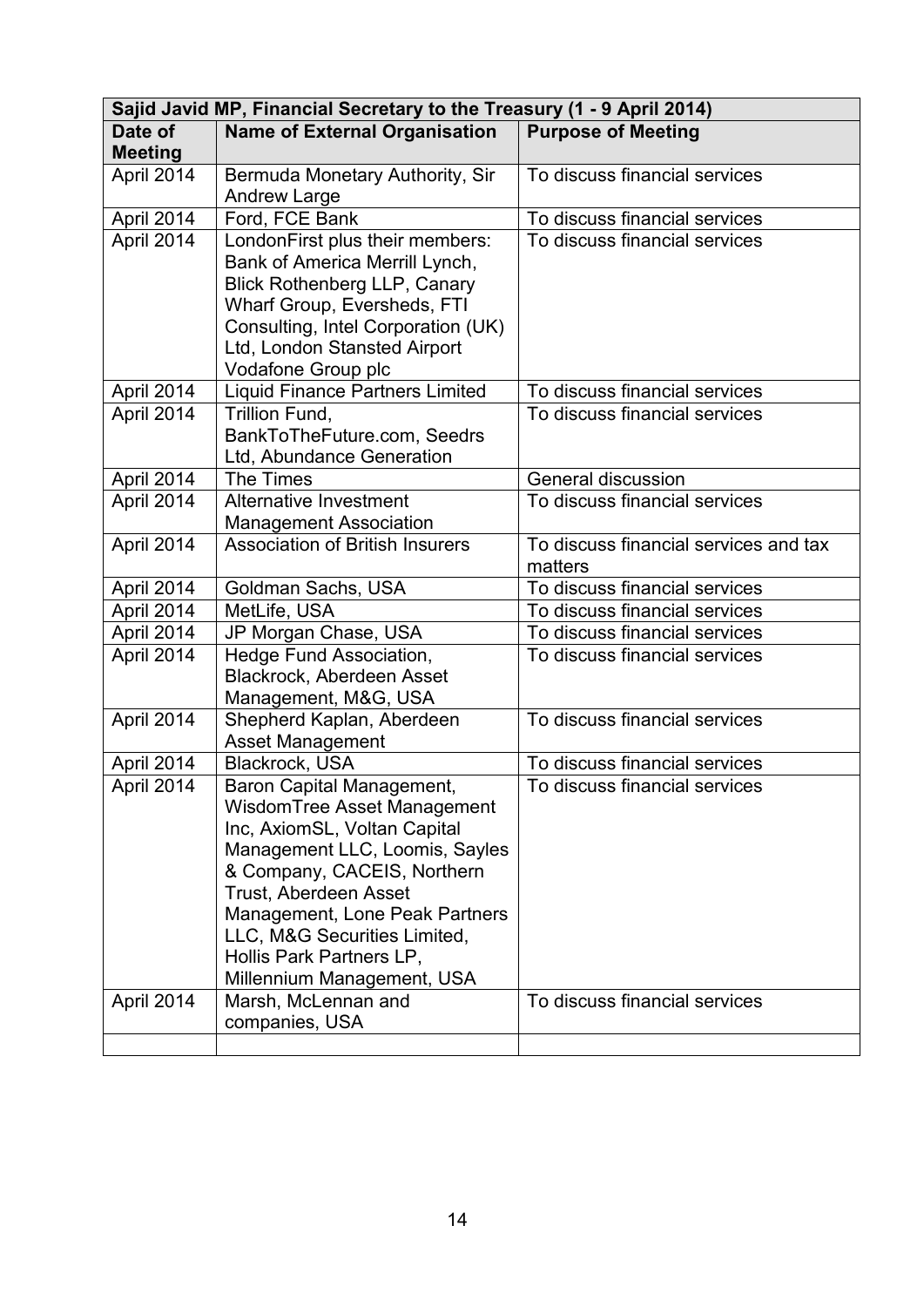| Sajid Javid MP, Financial Secretary to the Treasury (1 - 9 April 2014) | | |
|---|---|---|
| **Date of Meeting** | **Name of External Organisation** | **Purpose of Meeting** |
| April 2014 | Bermuda Monetary Authority, Sir Andrew Large | To discuss financial services |
| April 2014 | Ford, FCE Bank | To discuss financial services |
| April 2014 | LondonFirst plus their members: Bank of America Merrill Lynch, Blick Rothenberg LLP, Canary Wharf Group, Eversheds, FTI Consulting, Intel Corporation (UK) Ltd, London Stansted Airport Vodafone Group plc | To discuss financial services |
| April 2014 | Liquid Finance Partners Limited | To discuss financial services |
| April 2014 | Trillion Fund, BankToTheFuture.com, Seedrs Ltd, Abundance Generation | To discuss financial services |
| April 2014 | The Times | General discussion |
| April 2014 | Alternative Investment Management Association | To discuss financial services |
| April 2014 | Association of British Insurers | To discuss financial services and tax matters |
| April 2014 | Goldman Sachs, USA | To discuss financial services |
| April 2014 | MetLife, USA | To discuss financial services |
| April 2014 | JP Morgan Chase, USA | To discuss financial services |
| April 2014 | Hedge Fund Association, Blackrock, Aberdeen Asset Management, M&G, USA | To discuss financial services |
| April 2014 | Shepherd Kaplan, Aberdeen Asset Management | To discuss financial services |
| April 2014 | Blackrock, USA | To discuss financial services |
| April 2014 | Baron Capital Management, WisdomTree Asset Management Inc, AxiomSL, Voltan Capital Management LLC, Loomis, Sayles & Company, CACEIS, Northern Trust, Aberdeen Asset Management, Lone Peak Partners LLC, M&G Securities Limited, Hollis Park Partners LP, Millennium Management, USA | To discuss financial services |
| April 2014 | Marsh, McLennan and companies, USA | To discuss financial services |
| | | |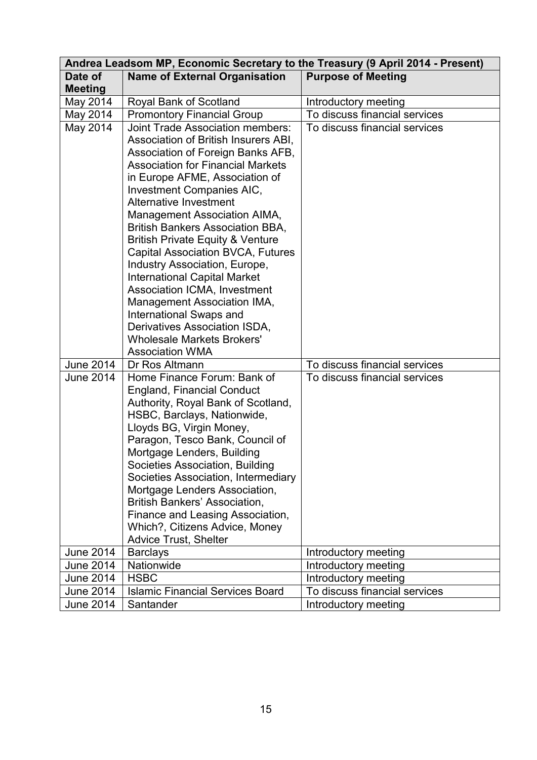| Andrea Leadsom MP, Economic Secretary to the Treasury (9 April 2014 - Present) | | |
|---|---|---|
| **Date of Meeting** | **Name of External Organisation** | **Purpose of Meeting** |
| May 2014 | Royal Bank of Scotland | Introductory meeting |
| May 2014 | Promontory Financial Group | To discuss financial services |
| May 2014 | Joint Trade Association members: Association of British Insurers ABI, Association of Foreign Banks AFB, Association for Financial Markets in Europe AFME, Association of Investment Companies AIC, Alternative Investment Management Association AIMA, British Bankers Association BBA, British Private Equity & Venture Capital Association BVCA, Futures Industry Association, Europe, International Capital Market Association ICMA, Investment Management Association IMA, International Swaps and Derivatives Association ISDA, Wholesale Markets Brokers' Association WMA | To discuss financial services |
| June 2014 | Dr Ros Altmann | To discuss financial services |
| June 2014 | Home Finance Forum: Bank of England, Financial Conduct Authority, Royal Bank of Scotland, HSBC, Barclays, Nationwide, Lloyds BG, Virgin Money, Paragon, Tesco Bank, Council of Mortgage Lenders, Building Societies Association, Building Societies Association, Intermediary Mortgage Lenders Association, British Bankers' Association, Finance and Leasing Association, Which?, Citizens Advice, Money Advice Trust, Shelter | To discuss financial services |
| June 2014 | Barclays | Introductory meeting |
| June 2014 | Nationwide | Introductory meeting |
| June 2014 | HSBC | Introductory meeting |
| June 2014 | Islamic Financial Services Board | To discuss financial services |
| June 2014 | Santander | Introductory meeting |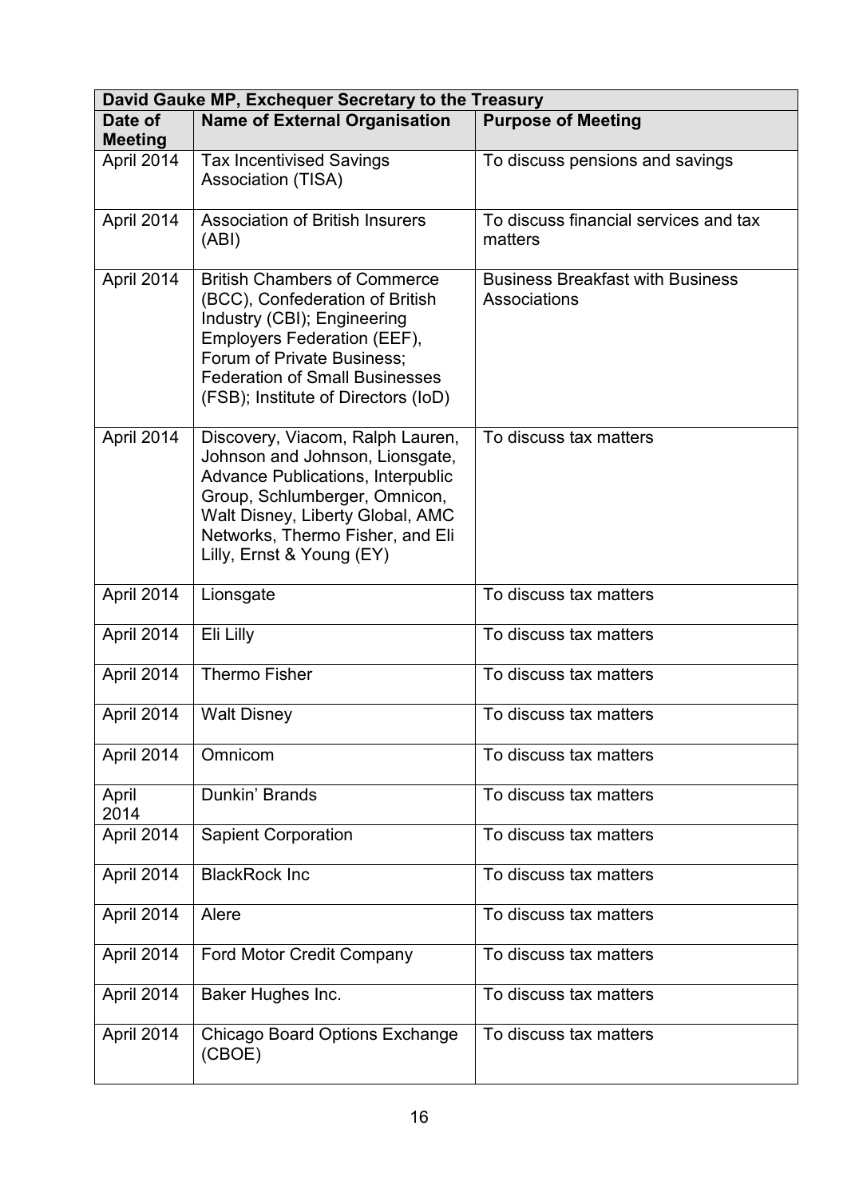| David Gauke MP, Exchequer Secretary to the Treasury | | |
|---|---|---|
| **Date of Meeting** | **Name of External Organisation** | **Purpose of Meeting** |
| April 2014 | Tax Incentivised Savings Association (TISA) | To discuss pensions and savings |
| April 2014 | Association of British Insurers (ABI) | To discuss financial services and tax matters |
| April 2014 | British Chambers of Commerce (BCC), Confederation of British Industry (CBI); Engineering Employers Federation (EEF), Forum of Private Business; Federation of Small Businesses (FSB); Institute of Directors (IoD) | Business Breakfast with Business Associations |
| April 2014 | Discovery, Viacom, Ralph Lauren, Johnson and Johnson, Lionsgate, Advance Publications, Interpublic Group, Schlumberger, Omnicon, Walt Disney, Liberty Global, AMC Networks, Thermo Fisher, and Eli Lilly, Ernst & Young (EY) | To discuss tax matters |
| April 2014 | Lionsgate | To discuss tax matters |
| April 2014 | Eli Lilly | To discuss tax matters |
| April 2014 | Thermo Fisher | To discuss tax matters |
| April 2014 | Walt Disney | To discuss tax matters |
| April 2014 | Omnicom | To discuss tax matters |
| April 2014 | Dunkin' Brands | To discuss tax matters |
| April 2014 | Sapient Corporation | To discuss tax matters |
| April 2014 | BlackRock Inc | To discuss tax matters |
| April 2014 | Alere | To discuss tax matters |
| April 2014 | Ford Motor Credit Company | To discuss tax matters |
| April 2014 | Baker Hughes Inc. | To discuss tax matters |
| April 2014 | Chicago Board Options Exchange (CBOE) | To discuss tax matters |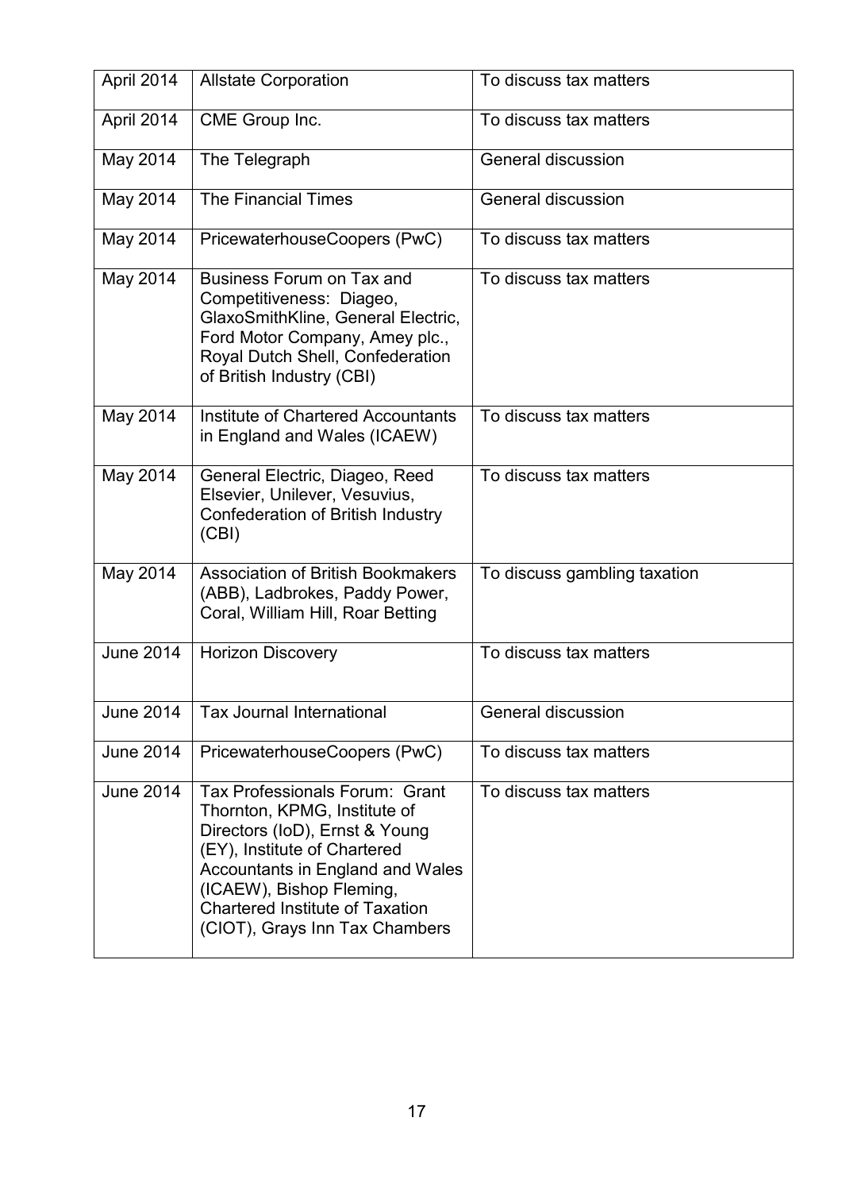| | | |
|---|---|---|
| April 2014 | Allstate Corporation | To discuss tax matters |
| April 2014 | CME Group Inc. | To discuss tax matters |
| May 2014 | The Telegraph | General discussion |
| May 2014 | The Financial Times | General discussion |
| May 2014 | PricewaterhouseCoopers (PwC) | To discuss tax matters |
| May 2014 | Business Forum on Tax and Competitiveness: Diageo, GlaxoSmithKline, General Electric, Ford Motor Company, Amey plc., Royal Dutch Shell, Confederation of British Industry (CBI) | To discuss tax matters |
| May 2014 | Institute of Chartered Accountants in England and Wales (ICAEW) | To discuss tax matters |
| May 2014 | General Electric, Diageo, Reed Elsevier, Unilever, Vesuvius, Confederation of British Industry (CBI) | To discuss tax matters |
| May 2014 | Association of British Bookmakers (ABB), Ladbrokes, Paddy Power, Coral, William Hill, Roar Betting | To discuss gambling taxation |
| June 2014 | Horizon Discovery | To discuss tax matters |
| June 2014 | Tax Journal International | General discussion |
| June 2014 | PricewaterhouseCoopers (PwC) | To discuss tax matters |
| June 2014 | Tax Professionals Forum: Grant Thornton, KPMG, Institute of Directors (IoD), Ernst & Young (EY), Institute of Chartered Accountants in England and Wales (ICAEW), Bishop Fleming, Chartered Institute of Taxation (CIOT), Grays Inn Tax Chambers | To discuss tax matters |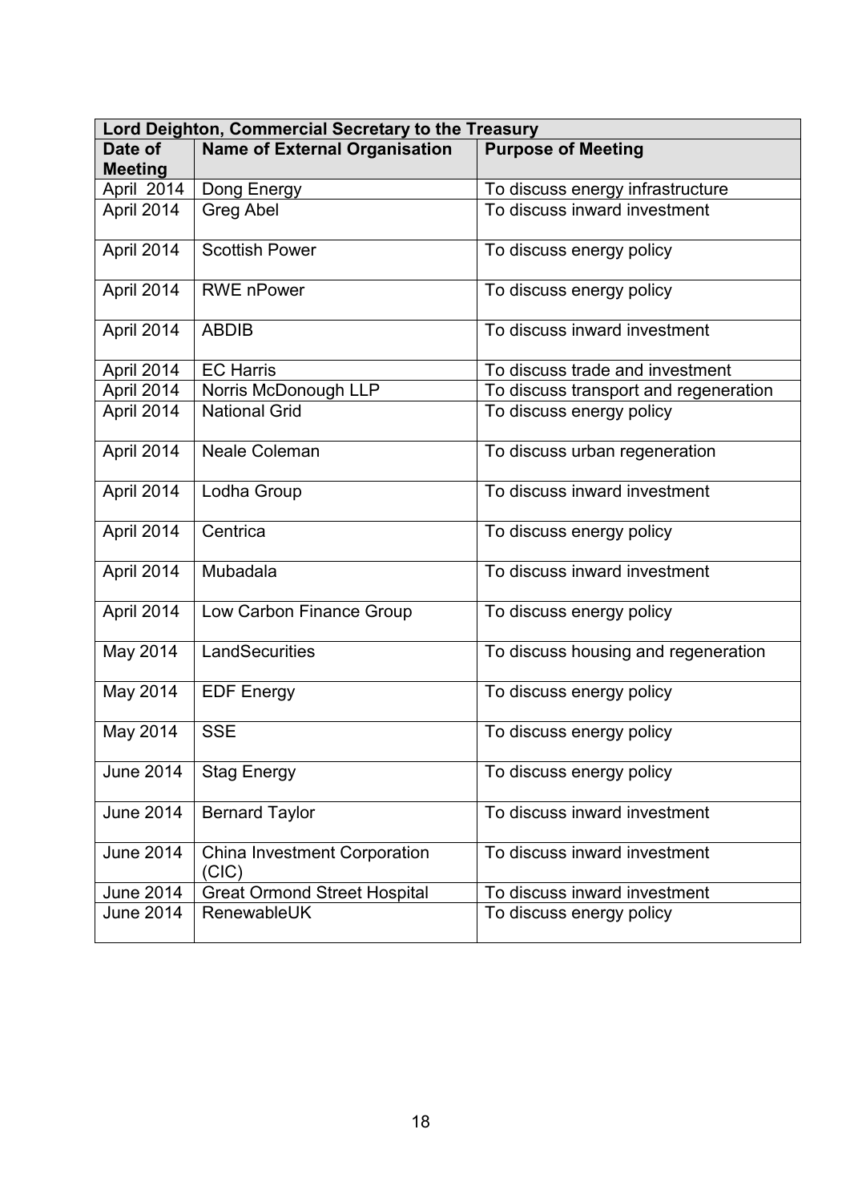| Lord Deighton, Commercial Secretary to the Treasury | | |
|---|---|---|
| **Date of Meeting** | **Name of External Organisation** | **Purpose of Meeting** |
| April 2014 | Dong Energy | To discuss energy infrastructure |
| April 2014 | Greg Abel | To discuss inward investment |
| April 2014 | Scottish Power | To discuss energy policy |
| April 2014 | RWE nPower | To discuss energy policy |
| April 2014 | ABDIB | To discuss inward investment |
| April 2014 | EC Harris | To discuss trade and investment |
| April 2014 | Norris McDonough LLP | To discuss transport and regeneration |
| April 2014 | National Grid | To discuss energy policy |
| April 2014 | Neale Coleman | To discuss urban regeneration |
| April 2014 | Lodha Group | To discuss inward investment |
| April 2014 | Centrica | To discuss energy policy |
| April 2014 | Mubadala | To discuss inward investment |
| April 2014 | Low Carbon Finance Group | To discuss energy policy |
| May 2014 | LandSecurities | To discuss housing and regeneration |
| May 2014 | EDF Energy | To discuss energy policy |
| May 2014 | SSE | To discuss energy policy |
| June 2014 | Stag Energy | To discuss energy policy |
| June 2014 | Bernard Taylor | To discuss inward investment |
| June 2014 | China Investment Corporation (CIC) | To discuss inward investment |
| June 2014 | Great Ormond Street Hospital | To discuss inward investment |
| June 2014 | RenewableUK | To discuss energy policy |